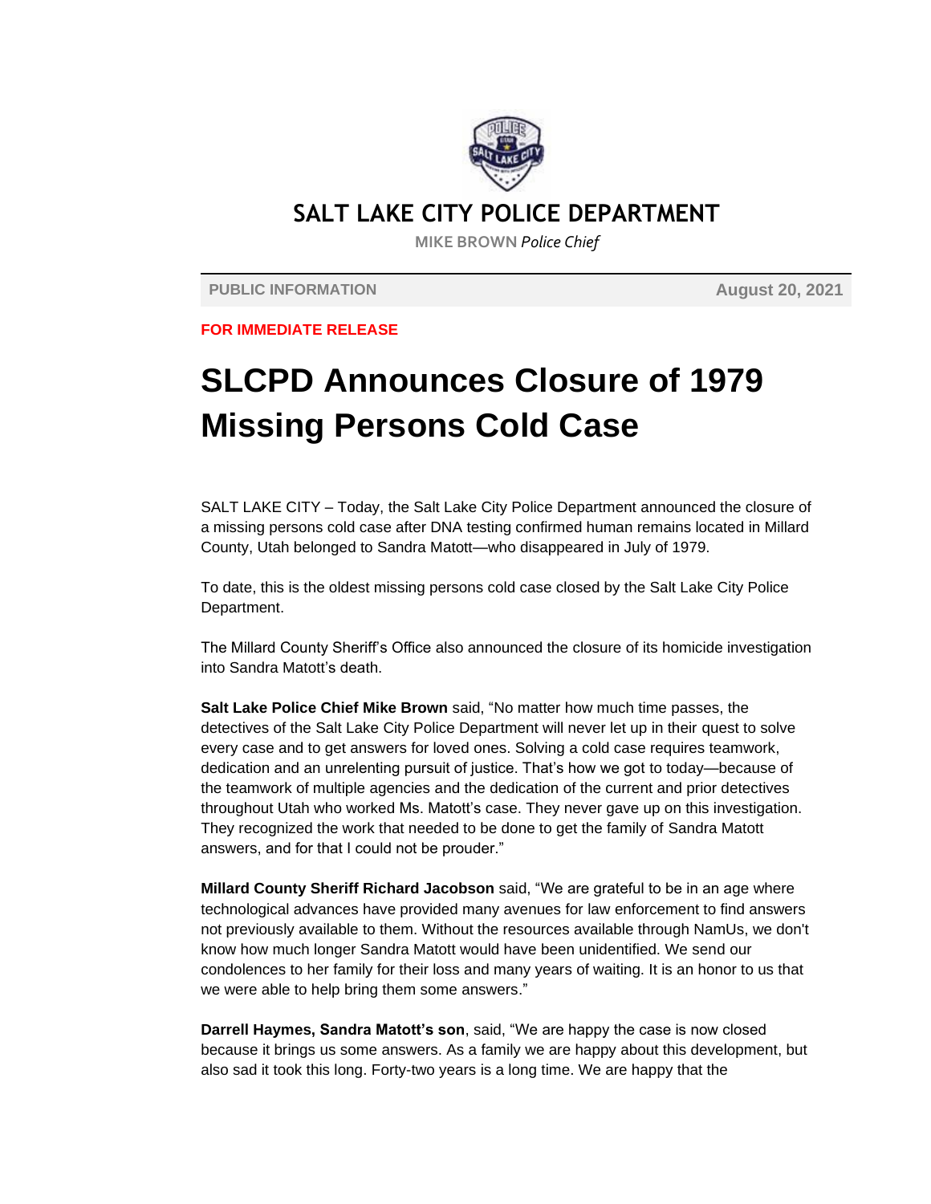## SALT LAKE CITY POLICE DEPARTMENT

MIKE BROWN *Police Chief*

**PUBLIC INFORMATION** **August 20, 2021**

**FOR IMMEDIATE RELEASE**

# SLCPD Announces Closure of 1979 Missing Persons Cold Case

SALT LAKE CITY – Today, the Salt Lake City Police Department announced the closure of a missing persons cold case after DNA testing confirmed human remains located in Millard County, Utah belonged to Sandra Matott—who disappeared in July of 1979.

To date, this is the oldest missing persons cold case closed by the Salt Lake City Police Department.

The Millard County Sheriff's Office also announced the closure of its homicide investigation into Sandra Matott's death.

**Salt Lake Police Chief Mike Brown** said, "No matter how much time passes, the detectives of the Salt Lake City Police Department will never let up in their quest to solve every case and to get answers for loved ones. Solving a cold case requires teamwork, dedication and an unrelenting pursuit of justice. That's how we got to today—because of the teamwork of multiple agencies and the dedication of the current and prior detectives throughout Utah who worked Ms. Matott's case. They never gave up on this investigation. They recognized the work that needed to be done to get the family of Sandra Matott answers, and for that I could not be prouder."

**Millard County Sheriff Richard Jacobson** said, "We are grateful to be in an age where technological advances have provided many avenues for law enforcement to find answers not previously available to them. Without the resources available through NamUs, we don't know how much longer Sandra Matott would have been unidentified. We send our condolences to her family for their loss and many years of waiting. It is an honor to us that we were able to help bring them some answers."

**Darrell Haymes, Sandra Matott's son**, said, "We are happy the case is now closed because it brings us some answers. As a family we are happy about this development, but also sad it took this long. Forty-two years is a long time. We are happy that the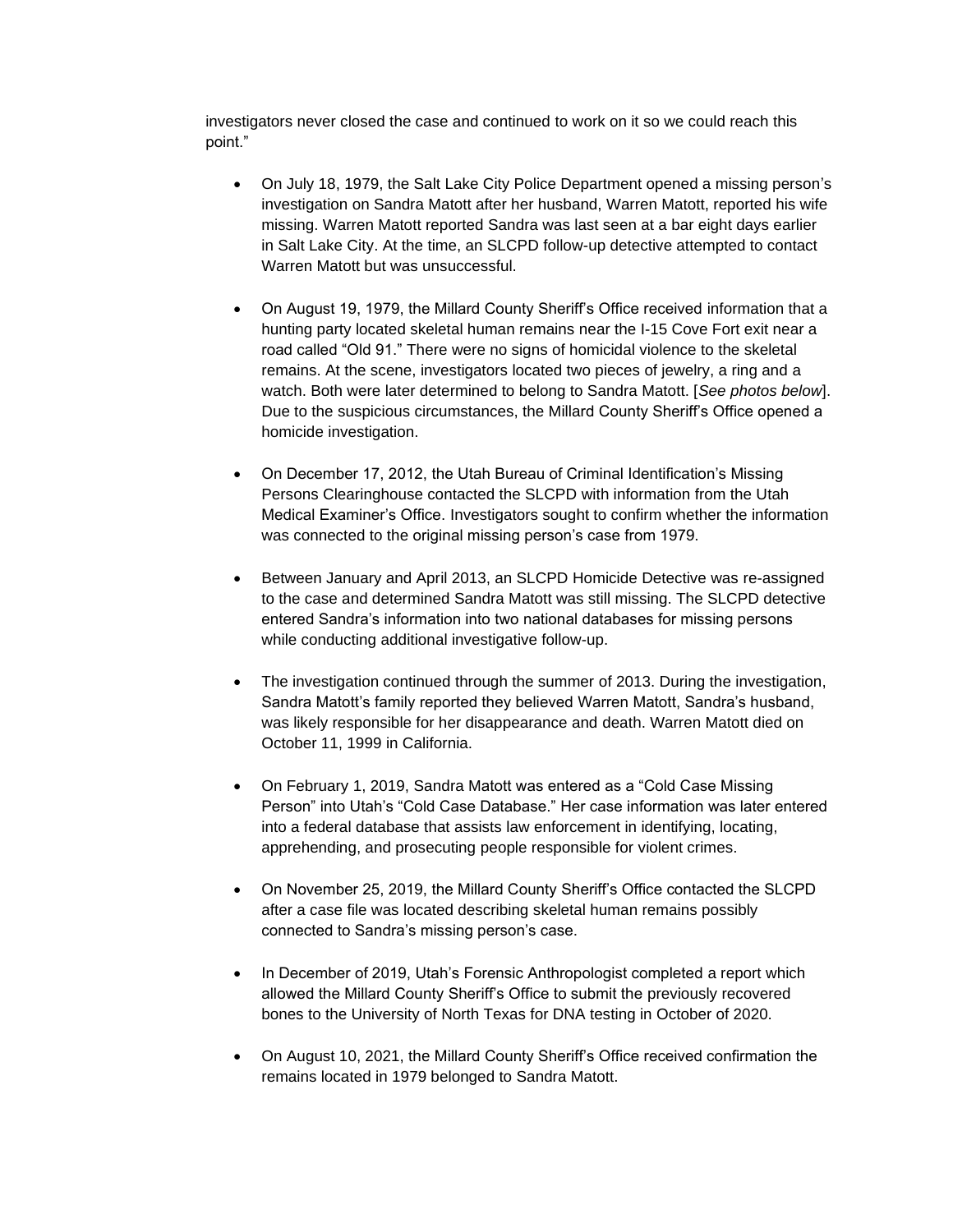investigators never closed the case and continued to work on it so we could reach this point."

- On July 18, 1979, the Salt Lake City Police Department opened a missing person's investigation on Sandra Matott after her husband, Warren Matott, reported his wife missing. Warren Matott reported Sandra was last seen at a bar eight days earlier in Salt Lake City. At the time, an SLCPD follow-up detective attempted to contact Warren Matott but was unsuccessful.

- On August 19, 1979, the Millard County Sheriff's Office received information that a hunting party located skeletal human remains near the I-15 Cove Fort exit near a road called "Old 91." There were no signs of homicidal violence to the skeletal remains. At the scene, investigators located two pieces of jewelry, a ring and a watch. Both were later determined to belong to Sandra Matott. [*See photos below*]. Due to the suspicious circumstances, the Millard County Sheriff's Office opened a homicide investigation.

- On December 17, 2012, the Utah Bureau of Criminal Identification's Missing Persons Clearinghouse contacted the SLCPD with information from the Utah Medical Examiner's Office. Investigators sought to confirm whether the information was connected to the original missing person's case from 1979.

- Between January and April 2013, an SLCPD Homicide Detective was re-assigned to the case and determined Sandra Matott was still missing. The SLCPD detective entered Sandra's information into two national databases for missing persons while conducting additional investigative follow-up.

- The investigation continued through the summer of 2013. During the investigation, Sandra Matott's family reported they believed Warren Matott, Sandra's husband, was likely responsible for her disappearance and death. Warren Matott died on October 11, 1999 in California.

- On February 1, 2019, Sandra Matott was entered as a "Cold Case Missing Person" into Utah's "Cold Case Database." Her case information was later entered into a federal database that assists law enforcement in identifying, locating, apprehending, and prosecuting people responsible for violent crimes.

- On November 25, 2019, the Millard County Sheriff's Office contacted the SLCPD after a case file was located describing skeletal human remains possibly connected to Sandra's missing person's case.

- In December of 2019, Utah's Forensic Anthropologist completed a report which allowed the Millard County Sheriff's Office to submit the previously recovered bones to the University of North Texas for DNA testing in October of 2020.

- On August 10, 2021, the Millard County Sheriff's Office received confirmation the remains located in 1979 belonged to Sandra Matott.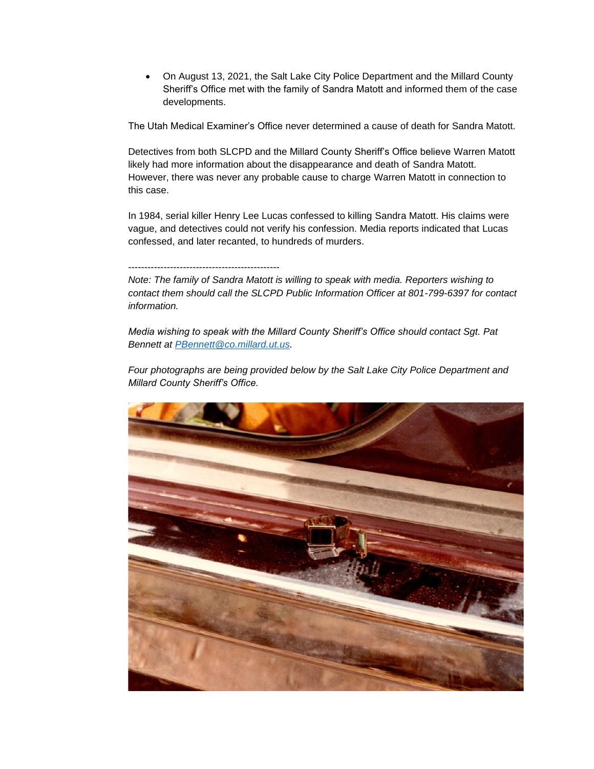- On August 13, 2021, the Salt Lake City Police Department and the Millard County Sheriff's Office met with the family of Sandra Matott and informed them of the case developments.

The Utah Medical Examiner's Office never determined a cause of death for Sandra Matott.

Detectives from both SLCPD and the Millard County Sheriff's Office believe Warren Matott likely had more information about the disappearance and death of Sandra Matott. However, there was never any probable cause to charge Warren Matott in connection to this case.

In 1984, serial killer Henry Lee Lucas confessed to killing Sandra Matott. His claims were vague, and detectives could not verify his confession. Media reports indicated that Lucas confessed, and later recanted, to hundreds of murders.

-----------------------------------------------

*Note: The family of Sandra Matott is willing to speak with media. Reporters wishing to contact them should call the SLCPD Public Information Officer at 801-799-6397 for contact information.*

*Media wishing to speak with the Millard County Sheriff's Office should contact Sgt. Pat Bennett at [PBennett@co.millard.ut.us](mailto:PBennett@co.millard.ut.us).*

*Four photographs are being provided below by the Salt Lake City Police Department and Millard County Sheriff's Office.*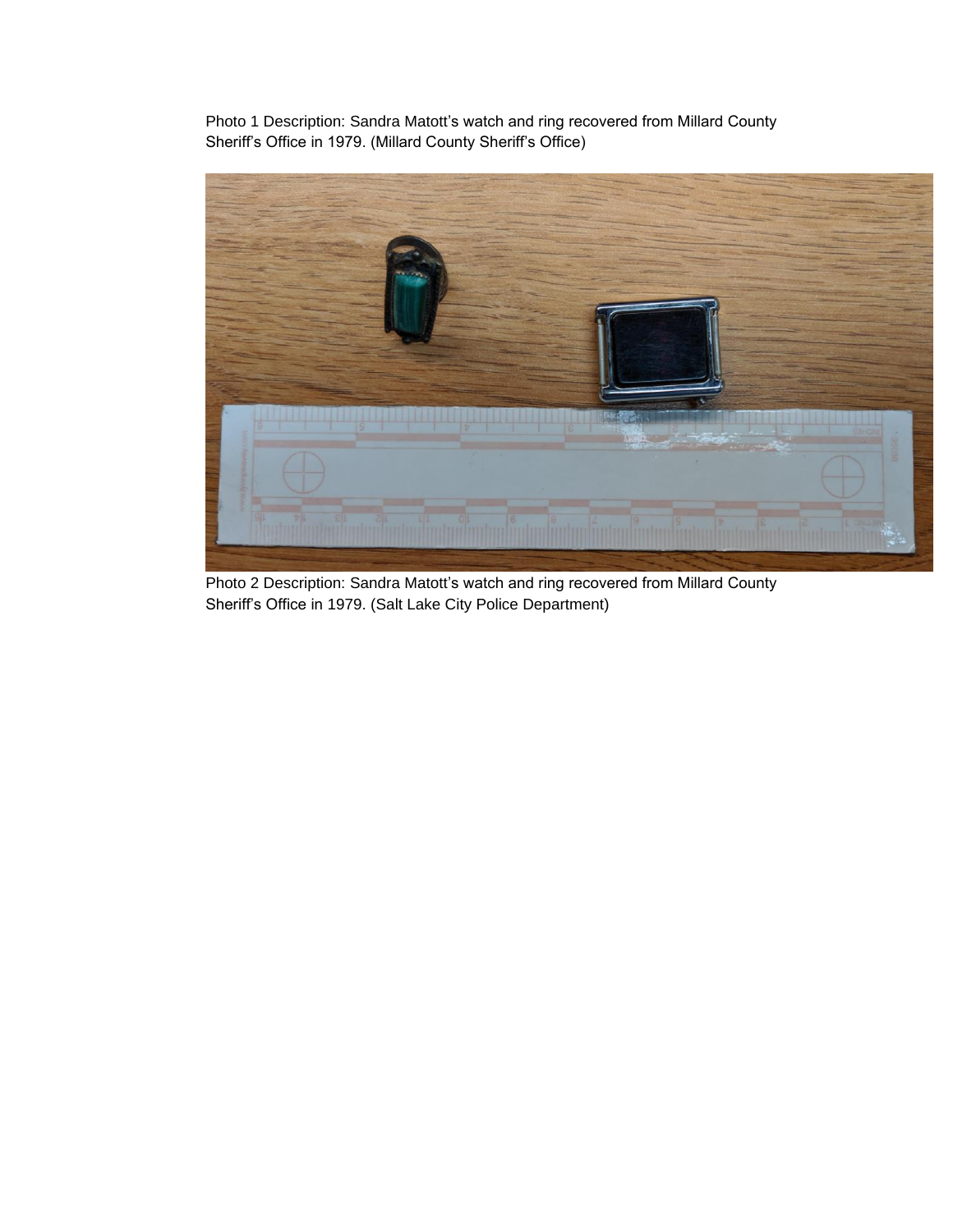Photo 1 Description: Sandra Matott's watch and ring recovered from Millard County Sheriff's Office in 1979. (Millard County Sheriff's Office)

Photo 2 Description: Sandra Matott's watch and ring recovered from Millard County Sheriff's Office in 1979. (Salt Lake City Police Department)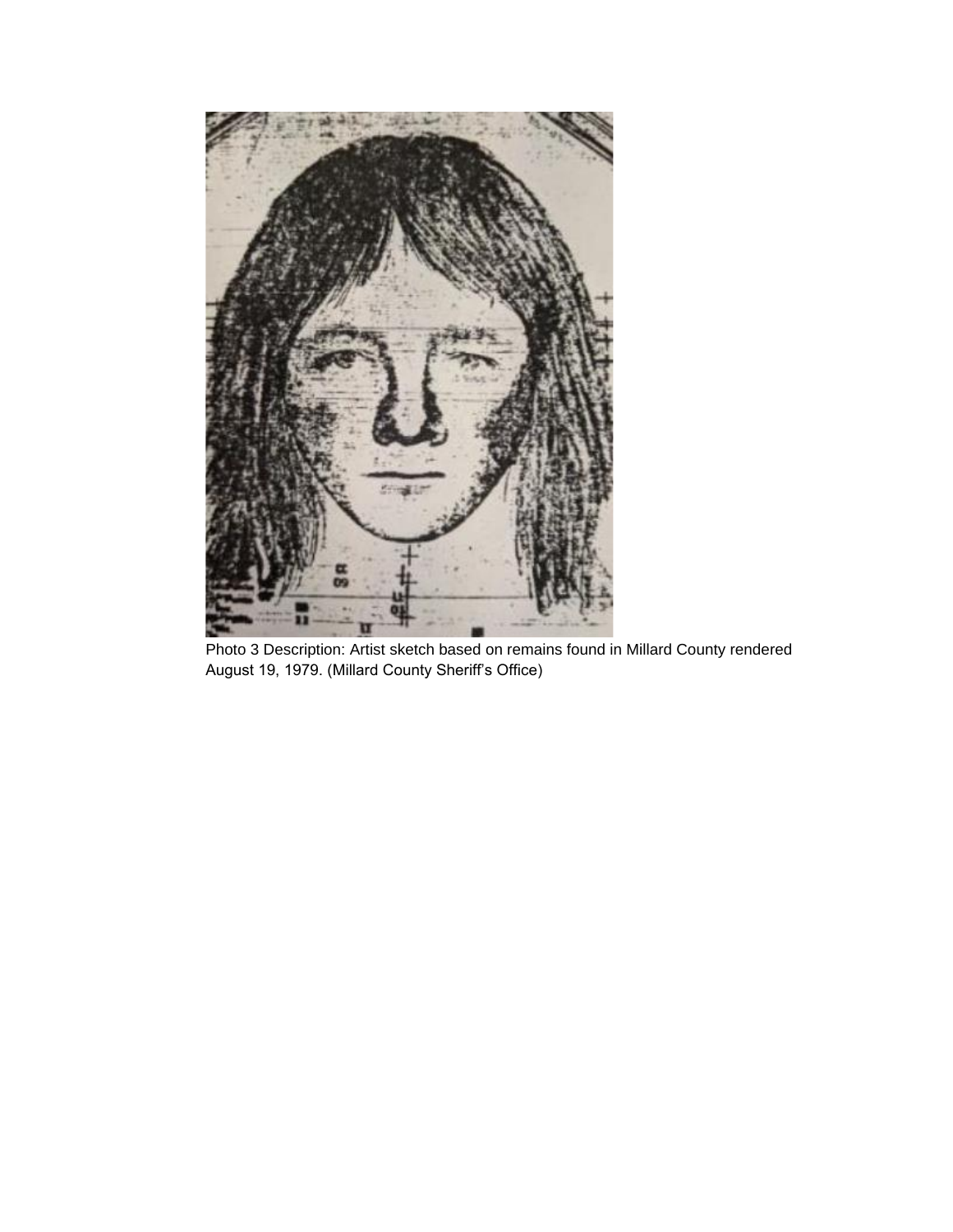Photo 3 Description: Artist sketch based on remains found in Millard County rendered August 19, 1979. (Millard County Sheriff's Office)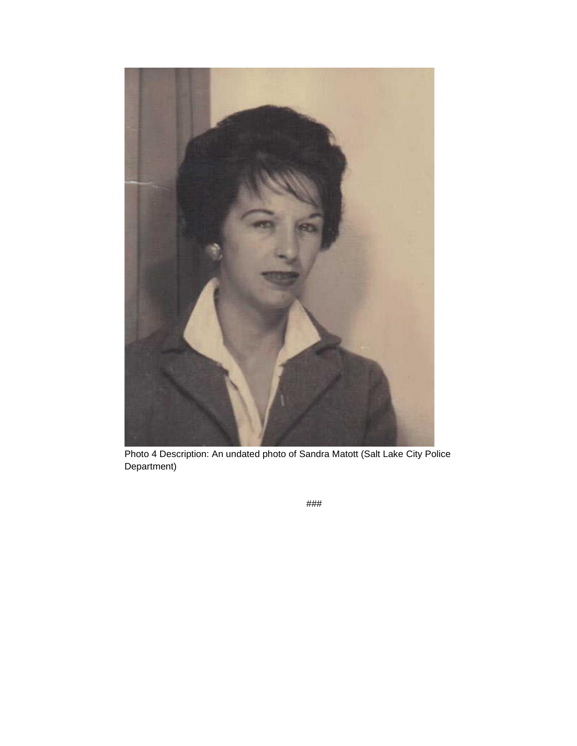Photo 4 Description: An undated photo of Sandra Matott (Salt Lake City Police Department)

###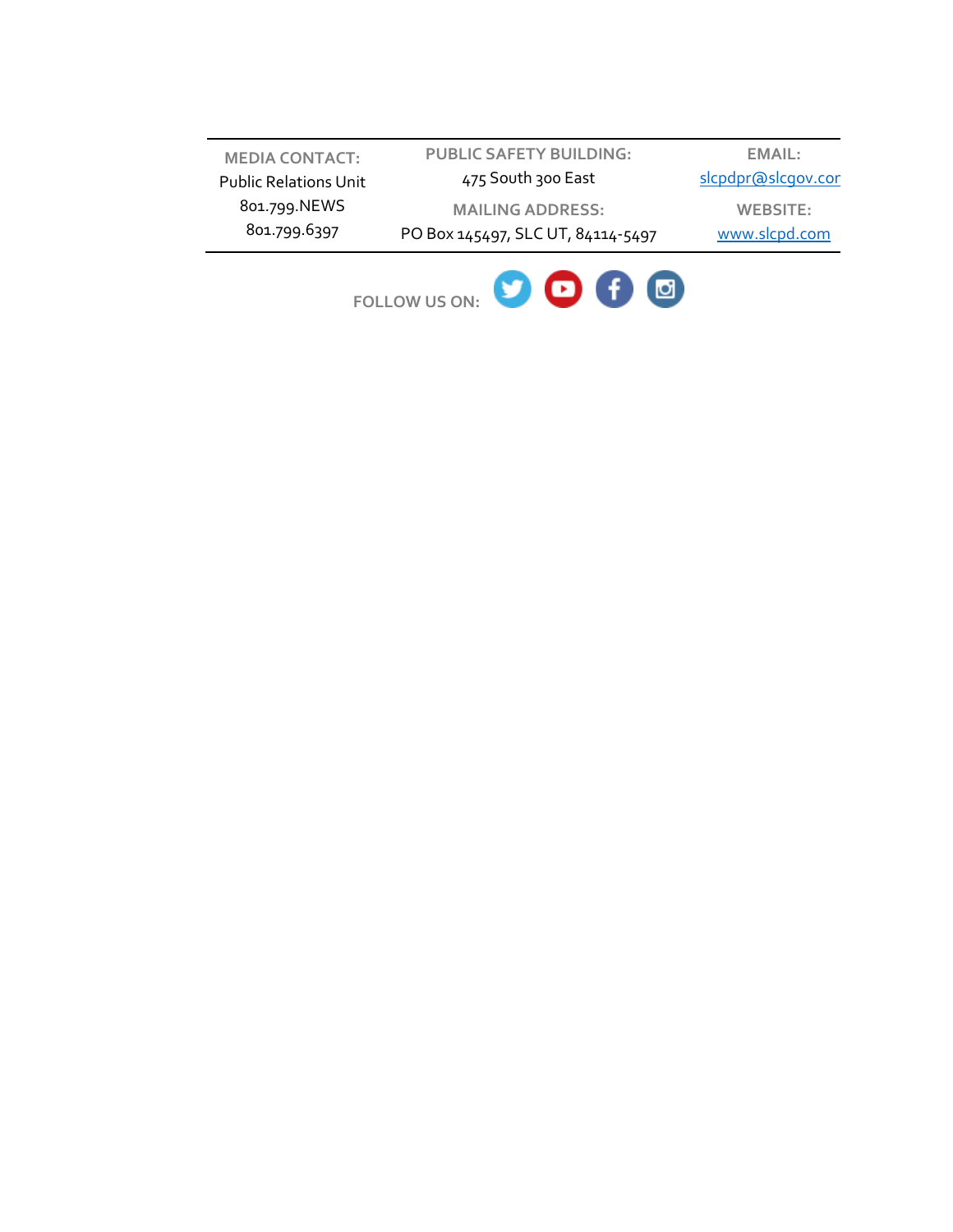| MEDIA CONTACT: | PUBLIC SAFETY BUILDING: | EMAIL: |
|---|---|---|
| Public Relations Unit | 475 South 300 East | slcpdpr@slcgov.cor |
| 801.799.NEWS | MAILING ADDRESS: | WEBSITE: |
| 801.799.6397 | PO Box 145497, SLC UT, 84114-5497 | www.slcpd.com |

FOLLOW US ON: